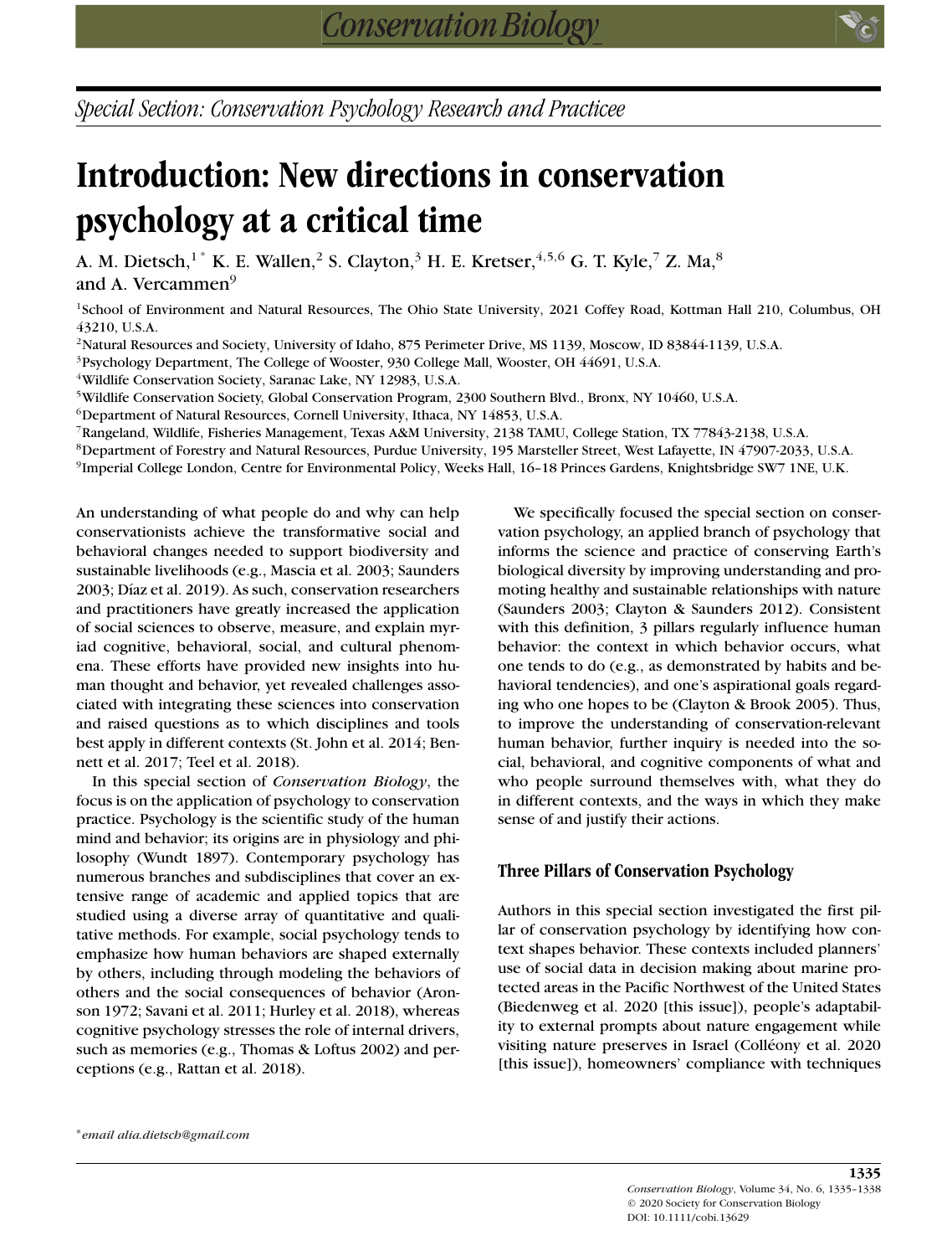*Special Section: Conservation Psychology Research and Practicee*

# Introduction: New directions in conservation psychology at a critical time

A. M. Dietsch,[1*] K. E. Wallen,[2] S. Clayton,[3] H. E. Kretser,[4,5,6] G. T. Kyle,[7] Z. Ma,[8] and A. Vercammen[9]

[1]School of Environment and Natural Resources, The Ohio State University, 2021 Coffey Road, Kottman Hall 210, Columbus, OH 43210, U.S.A.

[2]Natural Resources and Society, University of Idaho, 875 Perimeter Drive, MS 1139, Moscow, ID 83844-1139, U.S.A.

[3]Psychology Department, The College of Wooster, 930 College Mall, Wooster, OH 44691, U.S.A.

[4]Wildlife Conservation Society, Saranac Lake, NY 12983, U.S.A.

[5]Wildlife Conservation Society, Global Conservation Program, 2300 Southern Blvd., Bronx, NY 10460, U.S.A.

[6]Department of Natural Resources, Cornell University, Ithaca, NY 14853, U.S.A.

[7]Rangeland, Wildlife, Fisheries Management, Texas A&M University, 2138 TAMU, College Station, TX 77843-2138, U.S.A.

[8]Department of Forestry and Natural Resources, Purdue University, 195 Marsteller Street, West Lafayette, IN 47907-2033, U.S.A.

[9]Imperial College London, Centre for Environmental Policy, Weeks Hall, 16–18 Princes Gardens, Knightsbridge SW7 1NE, U.K.

An understanding of what people do and why can help conservationists achieve the transformative social and behavioral changes needed to support biodiversity and sustainable livelihoods (e.g., Mascia et al. 2003; Saunders 2003; Díaz et al. 2019). As such, conservation researchers and practitioners have greatly increased the application of social sciences to observe, measure, and explain myriad cognitive, behavioral, social, and cultural phenomena. These efforts have provided new insights into human thought and behavior, yet revealed challenges associated with integrating these sciences into conservation and raised questions as to which disciplines and tools best apply in different contexts (St. John et al. 2014; Bennett et al. 2017; Teel et al. 2018).

In this special section of *Conservation Biology*, the focus is on the application of psychology to conservation practice. Psychology is the scientific study of the human mind and behavior; its origins are in physiology and philosophy (Wundt 1897). Contemporary psychology has numerous branches and subdisciplines that cover an extensive range of academic and applied topics that are studied using a diverse array of quantitative and qualitative methods. For example, social psychology tends to emphasize how human behaviors are shaped externally by others, including through modeling the behaviors of others and the social consequences of behavior (Aronson 1972; Savani et al. 2011; Hurley et al. 2018), whereas cognitive psychology stresses the role of internal drivers, such as memories (e.g., Thomas & Loftus 2002) and perceptions (e.g., Rattan et al. 2018).

We specifically focused the special section on conservation psychology, an applied branch of psychology that informs the science and practice of conserving Earth's biological diversity by improving understanding and promoting healthy and sustainable relationships with nature (Saunders 2003; Clayton & Saunders 2012). Consistent with this definition, 3 pillars regularly influence human behavior: the context in which behavior occurs, what one tends to do (e.g., as demonstrated by habits and behavioral tendencies), and one's aspirational goals regarding who one hopes to be (Clayton & Brook 2005). Thus, to improve the understanding of conservation-relevant human behavior, further inquiry is needed into the social, behavioral, and cognitive components of what and who people surround themselves with, what they do in different contexts, and the ways in which they make sense of and justify their actions.

## Three Pillars of Conservation Psychology

Authors in this special section investigated the first pillar of conservation psychology by identifying how context shapes behavior. These contexts included planners' use of social data in decision making about marine protected areas in the Pacific Northwest of the United States (Biedenweg et al. 2020 [this issue]), people's adaptability to external prompts about nature engagement while visiting nature preserves in Israel (Colléony et al. 2020 [this issue]), homeowners' compliance with techniques

*email alia.dietsch@gmail.com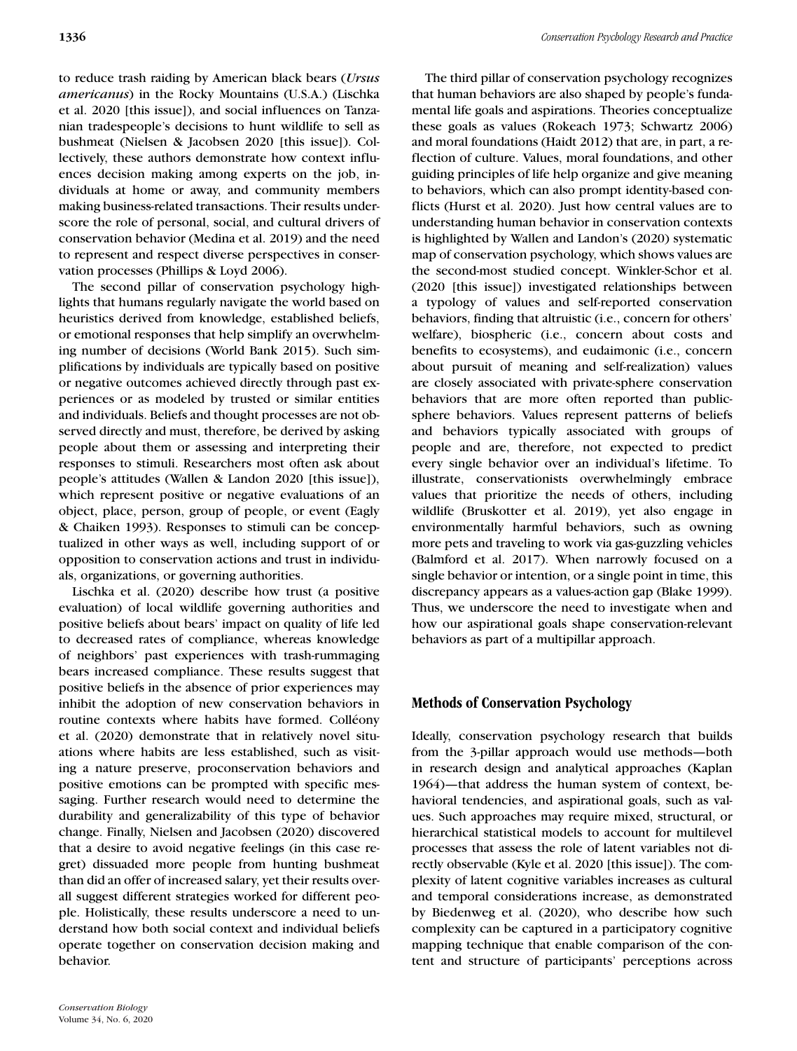to reduce trash raiding by American black bears (*Ursus americanus*) in the Rocky Mountains (U.S.A.) (Lischka et al. 2020 [this issue]), and social influences on Tanzanian tradespeople's decisions to hunt wildlife to sell as bushmeat (Nielsen & Jacobsen 2020 [this issue]). Collectively, these authors demonstrate how context influences decision making among experts on the job, individuals at home or away, and community members making business-related transactions. Their results underscore the role of personal, social, and cultural drivers of conservation behavior (Medina et al. 2019) and the need to represent and respect diverse perspectives in conservation processes (Phillips & Loyd 2006).

The second pillar of conservation psychology highlights that humans regularly navigate the world based on heuristics derived from knowledge, established beliefs, or emotional responses that help simplify an overwhelming number of decisions (World Bank 2015). Such simplifications by individuals are typically based on positive or negative outcomes achieved directly through past experiences or as modeled by trusted or similar entities and individuals. Beliefs and thought processes are not observed directly and must, therefore, be derived by asking people about them or assessing and interpreting their responses to stimuli. Researchers most often ask about people's attitudes (Wallen & Landon 2020 [this issue]), which represent positive or negative evaluations of an object, place, person, group of people, or event (Eagly & Chaiken 1993). Responses to stimuli can be conceptualized in other ways as well, including support of or opposition to conservation actions and trust in individuals, organizations, or governing authorities.

Lischka et al. (2020) describe how trust (a positive evaluation) of local wildlife governing authorities and positive beliefs about bears' impact on quality of life led to decreased rates of compliance, whereas knowledge of neighbors' past experiences with trash-rummaging bears increased compliance. These results suggest that positive beliefs in the absence of prior experiences may inhibit the adoption of new conservation behaviors in routine contexts where habits have formed. Colléony et al. (2020) demonstrate that in relatively novel situations where habits are less established, such as visiting a nature preserve, proconservation behaviors and positive emotions can be prompted with specific messaging. Further research would need to determine the durability and generalizability of this type of behavior change. Finally, Nielsen and Jacobsen (2020) discovered that a desire to avoid negative feelings (in this case regret) dissuaded more people from hunting bushmeat than did an offer of increased salary, yet their results overall suggest different strategies worked for different people. Holistically, these results underscore a need to understand how both social context and individual beliefs operate together on conservation decision making and behavior.

The third pillar of conservation psychology recognizes that human behaviors are also shaped by people's fundamental life goals and aspirations. Theories conceptualize these goals as values (Rokeach 1973; Schwartz 2006) and moral foundations (Haidt 2012) that are, in part, a reflection of culture. Values, moral foundations, and other guiding principles of life help organize and give meaning to behaviors, which can also prompt identity-based conflicts (Hurst et al. 2020). Just how central values are to understanding human behavior in conservation contexts is highlighted by Wallen and Landon's (2020) systematic map of conservation psychology, which shows values are the second-most studied concept. Winkler-Schor et al. (2020 [this issue]) investigated relationships between a typology of values and self-reported conservation behaviors, finding that altruistic (i.e., concern for others' welfare), biospheric (i.e., concern about costs and benefits to ecosystems), and eudaimonic (i.e., concern about pursuit of meaning and self-realization) values are closely associated with private-sphere conservation behaviors that are more often reported than public-sphere behaviors. Values represent patterns of beliefs and behaviors typically associated with groups of people and are, therefore, not expected to predict every single behavior over an individual's lifetime. To illustrate, conservationists overwhelmingly embrace values that prioritize the needs of others, including wildlife (Bruskotter et al. 2019), yet also engage in environmentally harmful behaviors, such as owning more pets and traveling to work via gas-guzzling vehicles (Balmford et al. 2017). When narrowly focused on a single behavior or intention, or a single point in time, this discrepancy appears as a values-action gap (Blake 1999). Thus, we underscore the need to investigate when and how our aspirational goals shape conservation-relevant behaviors as part of a multipillar approach.

## Methods of Conservation Psychology

Ideally, conservation psychology research that builds from the 3-pillar approach would use methods—both in research design and analytical approaches (Kaplan 1964)—that address the human system of context, behavioral tendencies, and aspirational goals, such as values. Such approaches may require mixed, structural, or hierarchical statistical models to account for multilevel processes that assess the role of latent variables not directly observable (Kyle et al. 2020 [this issue]). The complexity of latent cognitive variables increases as cultural and temporal considerations increase, as demonstrated by Biedenweg et al. (2020), who describe how such complexity can be captured in a participatory cognitive mapping technique that enable comparison of the content and structure of participants' perceptions across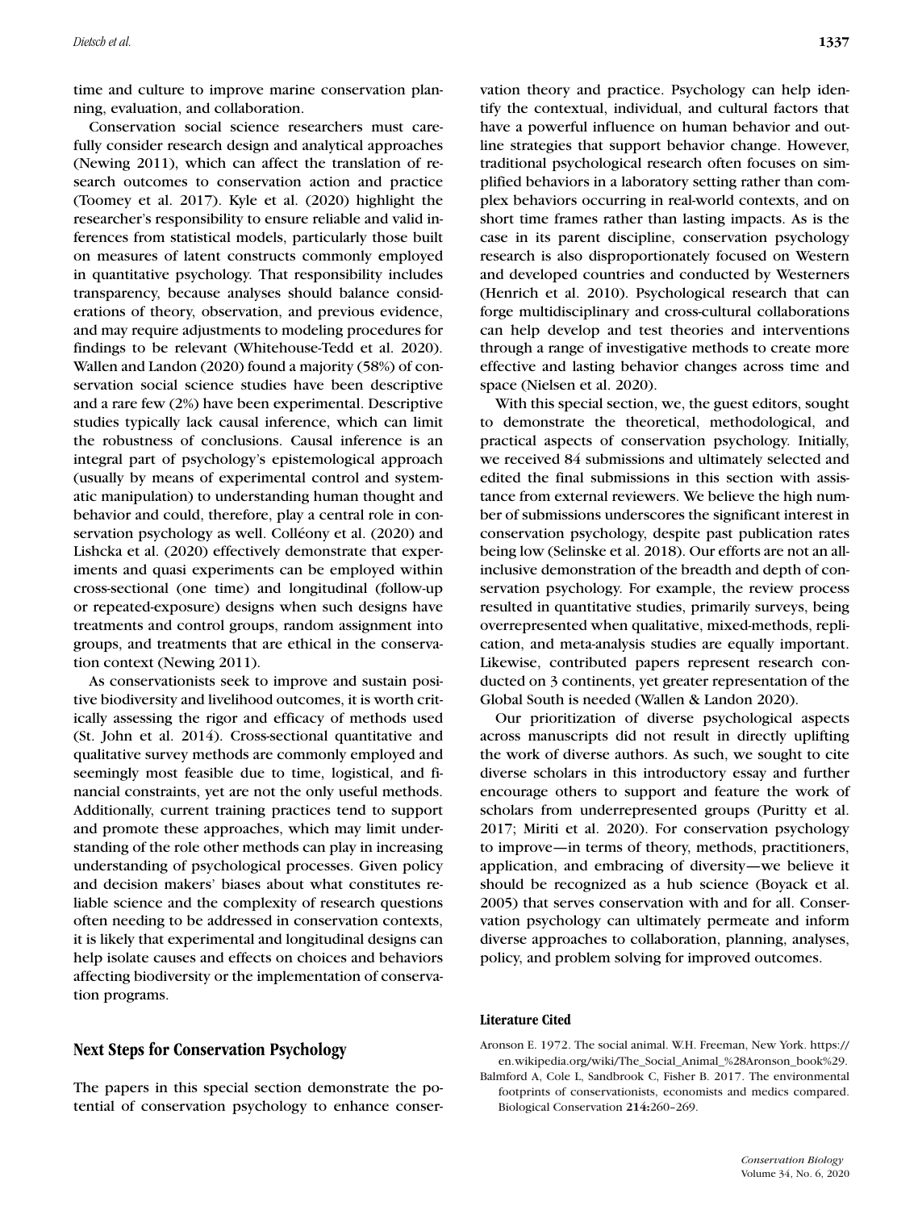time and culture to improve marine conservation planning, evaluation, and collaboration.

Conservation social science researchers must carefully consider research design and analytical approaches (Newing 2011), which can affect the translation of research outcomes to conservation action and practice (Toomey et al. 2017). Kyle et al. (2020) highlight the researcher's responsibility to ensure reliable and valid inferences from statistical models, particularly those built on measures of latent constructs commonly employed in quantitative psychology. That responsibility includes transparency, because analyses should balance considerations of theory, observation, and previous evidence, and may require adjustments to modeling procedures for findings to be relevant (Whitehouse-Tedd et al. 2020). Wallen and Landon (2020) found a majority (58%) of conservation social science studies have been descriptive and a rare few (2%) have been experimental. Descriptive studies typically lack causal inference, which can limit the robustness of conclusions. Causal inference is an integral part of psychology's epistemological approach (usually by means of experimental control and systematic manipulation) to understanding human thought and behavior and could, therefore, play a central role in conservation psychology as well. Colléony et al. (2020) and Lishcka et al. (2020) effectively demonstrate that experiments and quasi experiments can be employed within cross-sectional (one time) and longitudinal (follow-up or repeated-exposure) designs when such designs have treatments and control groups, random assignment into groups, and treatments that are ethical in the conservation context (Newing 2011).

As conservationists seek to improve and sustain positive biodiversity and livelihood outcomes, it is worth critically assessing the rigor and efficacy of methods used (St. John et al. 2014). Cross-sectional quantitative and qualitative survey methods are commonly employed and seemingly most feasible due to time, logistical, and financial constraints, yet are not the only useful methods. Additionally, current training practices tend to support and promote these approaches, which may limit understanding of the role other methods can play in increasing understanding of psychological processes. Given policy and decision makers' biases about what constitutes reliable science and the complexity of research questions often needing to be addressed in conservation contexts, it is likely that experimental and longitudinal designs can help isolate causes and effects on choices and behaviors affecting biodiversity or the implementation of conservation programs.

## Next Steps for Conservation Psychology

The papers in this special section demonstrate the potential of conservation psychology to enhance conservation theory and practice. Psychology can help identify the contextual, individual, and cultural factors that have a powerful influence on human behavior and outline strategies that support behavior change. However, traditional psychological research often focuses on simplified behaviors in a laboratory setting rather than complex behaviors occurring in real-world contexts, and on short time frames rather than lasting impacts. As is the case in its parent discipline, conservation psychology research is also disproportionately focused on Western and developed countries and conducted by Westerners (Henrich et al. 2010). Psychological research that can forge multidisciplinary and cross-cultural collaborations can help develop and test theories and interventions through a range of investigative methods to create more effective and lasting behavior changes across time and space (Nielsen et al. 2020).

With this special section, we, the guest editors, sought to demonstrate the theoretical, methodological, and practical aspects of conservation psychology. Initially, we received 84 submissions and ultimately selected and edited the final submissions in this section with assistance from external reviewers. We believe the high number of submissions underscores the significant interest in conservation psychology, despite past publication rates being low (Selinske et al. 2018). Our efforts are not an all-inclusive demonstration of the breadth and depth of conservation psychology. For example, the review process resulted in quantitative studies, primarily surveys, being overrepresented when qualitative, mixed-methods, replication, and meta-analysis studies are equally important. Likewise, contributed papers represent research conducted on 3 continents, yet greater representation of the Global South is needed (Wallen & Landon 2020).

Our prioritization of diverse psychological aspects across manuscripts did not result in directly uplifting the work of diverse authors. As such, we sought to cite diverse scholars in this introductory essay and further encourage others to support and feature the work of scholars from underrepresented groups (Puritty et al. 2017; Miriti et al. 2020). For conservation psychology to improve—in terms of theory, methods, practitioners, application, and embracing of diversity—we believe it should be recognized as a hub science (Boyack et al. 2005) that serves conservation with and for all. Conservation psychology can ultimately permeate and inform diverse approaches to collaboration, planning, analyses, policy, and problem solving for improved outcomes.

## Literature Cited

Aronson E. 1972. The social animal. W.H. Freeman, New York. https://en.wikipedia.org/wiki/The_Social_Animal_%28Aronson_book%29.

Balmford A, Cole L, Sandbrook C, Fisher B. 2017. The environmental footprints of conservationists, economists and medics compared. Biological Conservation **214:**260–269.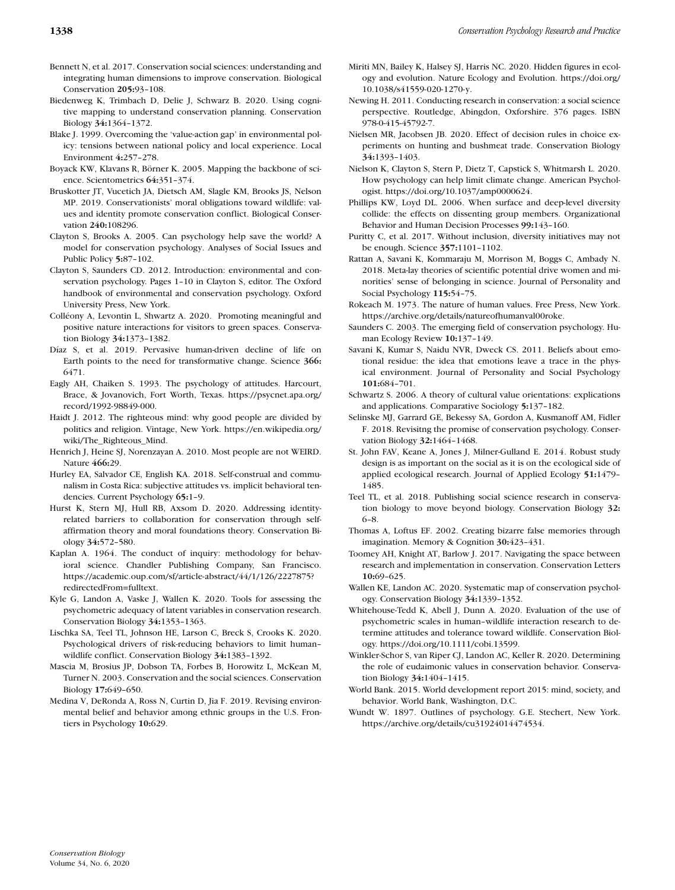Bennett N, et al. 2017. Conservation social sciences: understanding and integrating human dimensions to improve conservation. Biological Conservation **205:**93–108.

Biedenweg K, Trimbach D, Delie J, Schwarz B. 2020. Using cognitive mapping to understand conservation planning. Conservation Biology **34:**1364–1372.

Blake J. 1999. Overcoming the 'value-action gap' in environmental policy: tensions between national policy and local experience. Local Environment **4:**257–278.

Boyack KW, Klavans R, Börner K. 2005. Mapping the backbone of science. Scientometrics **64:**351–374.

Bruskotter JT, Vucetich JA, Dietsch AM, Slagle KM, Brooks JS, Nelson MP. 2019. Conservationists' moral obligations toward wildlife: values and identity promote conservation conflict. Biological Conservation **240:**108296.

Clayton S, Brooks A. 2005. Can psychology help save the world? A model for conservation psychology. Analyses of Social Issues and Public Policy **5:**87–102.

Clayton S, Saunders CD. 2012. Introduction: environmental and conservation psychology. Pages 1–10 in Clayton S, editor. The Oxford handbook of environmental and conservation psychology. Oxford University Press, New York.

Colléony A, Levontin L, Shwartz A. 2020. Promoting meaningful and positive nature interactions for visitors to green spaces. Conservation Biology **34:**1373–1382.

Díaz S, et al. 2019. Pervasive human-driven decline of life on Earth points to the need for transformative change. Science **366:** 6471.

Eagly AH, Chaiken S. 1993. The psychology of attitudes. Harcourt, Brace, & Jovanovich, Fort Worth, Texas. https://psycnet.apa.org/record/1992-98849-000.

Haidt J. 2012. The righteous mind: why good people are divided by politics and religion. Vintage, New York. https://en.wikipedia.org/wiki/The_Righteous_Mind.

Henrich J, Heine SJ, Norenzayan A. 2010. Most people are not WEIRD. Nature **466:**29.

Hurley EA, Salvador CE, English KA. 2018. Self-construal and communalism in Costa Rica: subjective attitudes vs. implicit behavioral tendencies. Current Psychology **65:**1–9.

Hurst K, Stern MJ, Hull RB, Axsom D. 2020. Addressing identity-related barriers to collaboration for conservation through self-affirmation theory and moral foundations theory. Conservation Biology **34:**572–580.

Kaplan A. 1964. The conduct of inquiry: methodology for behavioral science. Chandler Publishing Company, San Francisco. https://academic.oup.com/sf/article-abstract/44/1/126/2227875?redirectedFrom=fulltext.

Kyle G, Landon A, Vaske J, Wallen K. 2020. Tools for assessing the psychometric adequacy of latent variables in conservation research. Conservation Biology **34:**1353–1363.

Lischka SA, Teel TL, Johnson HE, Larson C, Breck S, Crooks K. 2020. Psychological drivers of risk-reducing behaviors to limit human–wildlife conflict. Conservation Biology **34:**1383–1392.

Mascia M, Brosius JP, Dobson TA, Forbes B, Horowitz L, McKean M, Turner N. 2003. Conservation and the social sciences. Conservation Biology **17:**649–650.

Medina V, DeRonda A, Ross N, Curtin D, Jia F. 2019. Revising environmental belief and behavior among ethnic groups in the U.S. Frontiers in Psychology **10:**629.

Miriti MN, Bailey K, Halsey SJ, Harris NC. 2020. Hidden figures in ecology and evolution. Nature Ecology and Evolution. https://doi.org/10.1038/s41559-020-1270-y.

Newing H. 2011. Conducting research in conservation: a social science perspective. Routledge, Abingdon, Oxfordshire. 376 pages. ISBN 978-0-415-45792-7.

Nielsen MR, Jacobsen JB. 2020. Effect of decision rules in choice experiments on hunting and bushmeat trade. Conservation Biology **34:**1393–1403.

Nielson K, Clayton S, Stern P, Dietz T, Capstick S, Whitmarsh L. 2020. How psychology can help limit climate change. American Psychologist. https://doi.org/10.1037/amp0000624.

Phillips KW, Loyd DL. 2006. When surface and deep-level diversity collide: the effects on dissenting group members. Organizational Behavior and Human Decision Processes **99:**143–160.

Puritty C, et al. 2017. Without inclusion, diversity initiatives may not be enough. Science **357:**1101–1102.

Rattan A, Savani K, Kommaraju M, Morrison M, Boggs C, Ambady N. 2018. Meta-lay theories of scientific potential drive women and minorities' sense of belonging in science. Journal of Personality and Social Psychology **115:**54–75.

Rokeach M. 1973. The nature of human values. Free Press, New York. https://archive.org/details/natureofhumanval00roke.

Saunders C. 2003. The emerging field of conservation psychology. Human Ecology Review **10:**137–149.

Savani K, Kumar S, Naidu NVR, Dweck CS. 2011. Beliefs about emotional residue: the idea that emotions leave a trace in the physical environment. Journal of Personality and Social Psychology **101:**684–701.

Schwartz S. 2006. A theory of cultural value orientations: explications and applications. Comparative Sociology **5:**137–182.

Selinske MJ, Garrard GE, Bekessy SA, Gordon A, Kusmanoff AM, Fidler F. 2018. Revisitng the promise of conservation psychology. Conservation Biology **32:**1464–1468.

St. John FAV, Keane A, Jones J, Milner-Gulland E. 2014. Robust study design is as important on the social as it is on the ecological side of applied ecological research. Journal of Applied Ecology **51:**1479–1485.

Teel TL, et al. 2018. Publishing social science research in conservation biology to move beyond biology. Conservation Biology **32:** 6–8.

Thomas A, Loftus EF. 2002. Creating bizarre false memories through imagination. Memory & Cognition **30:**423–431.

Toomey AH, Knight AT, Barlow J. 2017. Navigating the space between research and implementation in conservation. Conservation Letters **10:**69–625.

Wallen KE, Landon AC. 2020. Systematic map of conservation psychology. Conservation Biology **34:**1339–1352.

Whitehouse-Tedd K, Abell J, Dunn A. 2020. Evaluation of the use of psychometric scales in human–wildlife interaction research to determine attitudes and tolerance toward wildlife. Conservation Biology. https://doi.org/10.1111/cobi.13599.

Winkler-Schor S, van Riper CJ, Landon AC, Keller R. 2020. Determining the role of eudaimonic values in conservation behavior. Conservation Biology **34:**1404–1415.

World Bank. 2015. World development report 2015: mind, society, and behavior. World Bank, Washington, D.C.

Wundt W. 1897. Outlines of psychology. G.E. Stechert, New York. https://archive.org/details/cu31924014474534.